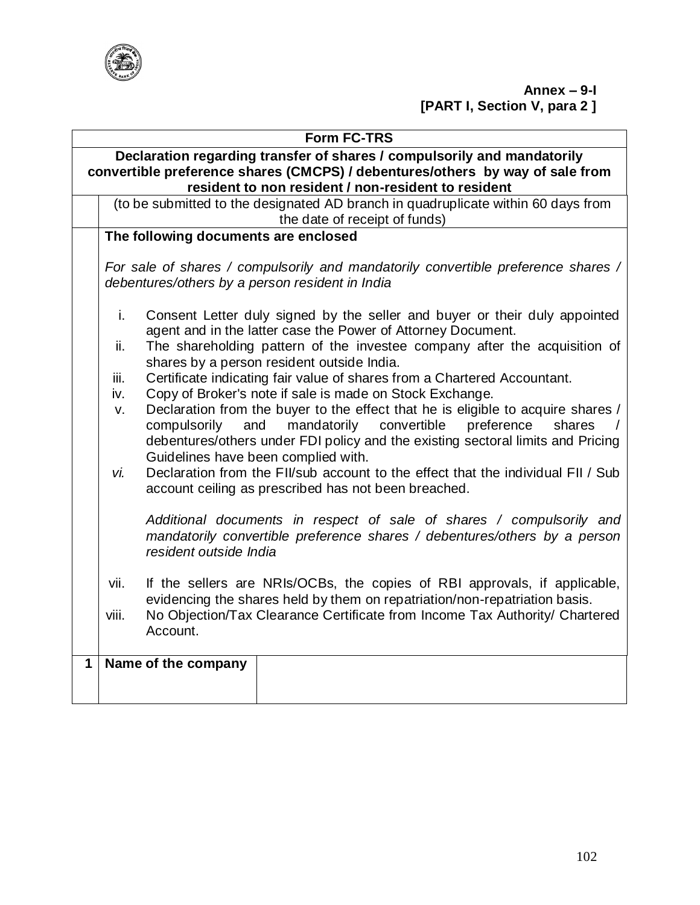**Annex – 9-I**
**[PART I, Section V, para 2 ]**

## Form FC-TRS

**Declaration regarding transfer of shares / compulsorily and mandatorily convertible preference shares (CMCPS) / debentures/others by way of sale from resident to non resident / non-resident to resident**

(to be submitted to the designated AD branch in quadruplicate within 60 days from the date of receipt of funds)

**The following documents are enclosed**

*For sale of shares / compulsorily and mandatorily convertible preference shares / debentures/others by a person resident in India*

i. Consent Letter duly signed by the seller and buyer or their duly appointed agent and in the latter case the Power of Attorney Document.
ii. The shareholding pattern of the investee company after the acquisition of shares by a person resident outside India.
iii. Certificate indicating fair value of shares from a Chartered Accountant.
iv. Copy of Broker's note if sale is made on Stock Exchange.
v. Declaration from the buyer to the effect that he is eligible to acquire shares / compulsorily and mandatorily convertible preference shares / debentures/others under FDI policy and the existing sectoral limits and Pricing Guidelines have been complied with.
*vi.* Declaration from the FII/sub account to the effect that the individual FII / Sub account ceiling as prescribed has not been breached.

*Additional documents in respect of sale of shares / compulsorily and mandatorily convertible preference shares / debentures/others by a person resident outside India*

vii. If the sellers are NRIs/OCBs, the copies of RBI approvals, if applicable, evidencing the shares held by them on repatriation/non-repatriation basis.
viii. No Objection/Tax Clearance Certificate from Income Tax Authority/ Chartered Account.

| 1 | Name of the company | |
|---|---|---|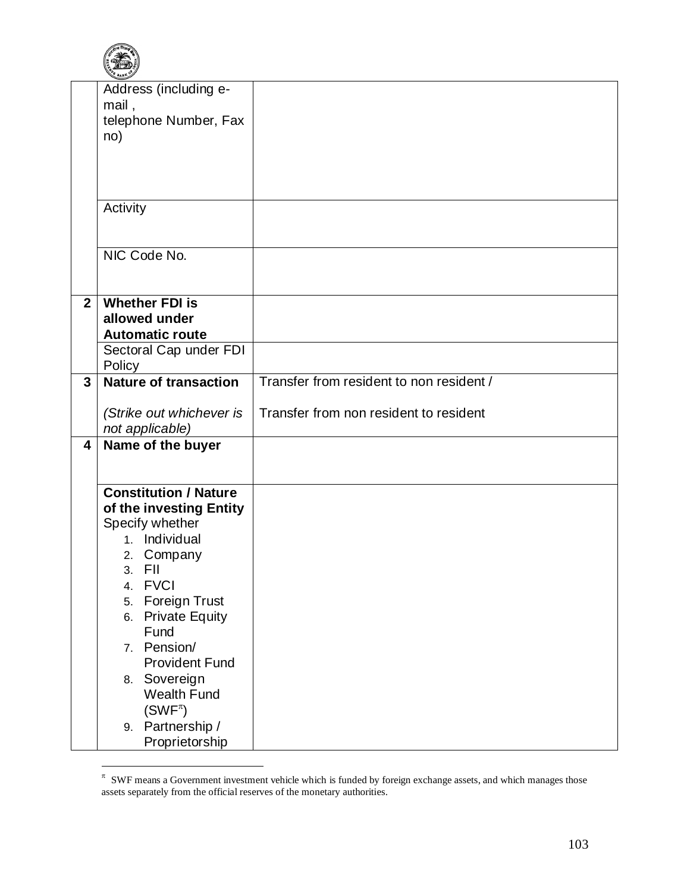| | | |
|---|---|---|
| | Address (including e-mail, telephone Number, Fax no) | |
| | Activity | |
| | NIC Code No. | |
| **2** | **Whether FDI is allowed under Automatic route** | |
| | Sectoral Cap under FDI Policy | |
| **3** | **Nature of transaction**<br><br>*(Strike out whichever is not applicable)* | Transfer from resident to non resident /<br><br>Transfer from non resident to resident |
| **4** | **Name of the buyer** | |
| | **Constitution / Nature of the investing Entity**<br>Specify whether<br>1. Individual<br>2. Company<br>3. FII<br>4. FVCI<br>5. Foreign Trust<br>6. Private Equity Fund<br>7. Pension/ Provident Fund<br>8. Sovereign Wealth Fund (SWF[π])<br>9. Partnership / Proprietorship | |

[π] SWF means a Government investment vehicle which is funded by foreign exchange assets, and which manages those assets separately from the official reserves of the monetary authorities.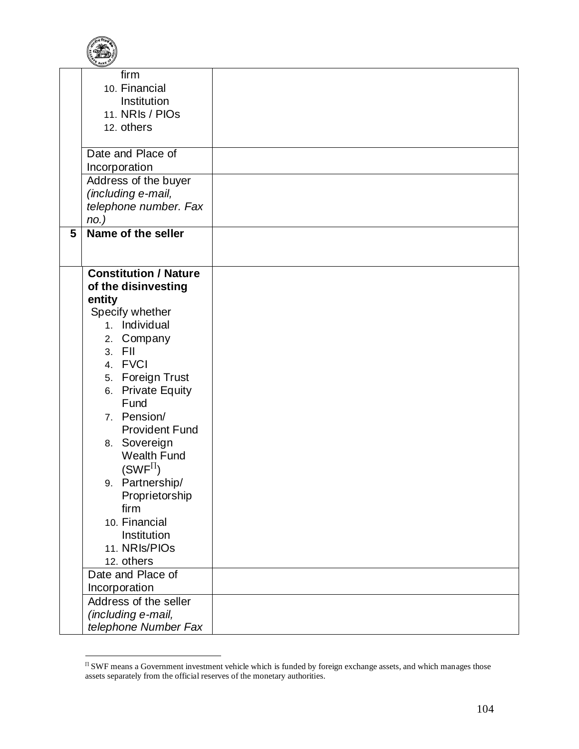| | | |
|---|---|---|
| | firm<br>10. Financial Institution<br>11. NRIs / PIOs<br>12. others | |
| | Date and Place of Incorporation | |
| | Address of the buyer *(including e-mail, telephone number. Fax no.)* | |
| **5** | **Name of the seller** | |
| | **Constitution / Nature of the disinvesting entity**<br>Specify whether<br>1. Individual<br>2. Company<br>3. FII<br>4. FVCI<br>5. Foreign Trust<br>6. Private Equity Fund<br>7. Pension/ Provident Fund<br>8. Sovereign Wealth Fund (SWF[Π])<br>9. Partnership/ Proprietorship firm<br>10. Financial Institution<br>11. NRIs/PIOs<br>12. others | |
| | Date and Place of Incorporation | |
| | Address of the seller *(including e-mail, telephone Number Fax* | |

[Π] SWF means a Government investment vehicle which is funded by foreign exchange assets, and which manages those assets separately from the official reserves of the monetary authorities.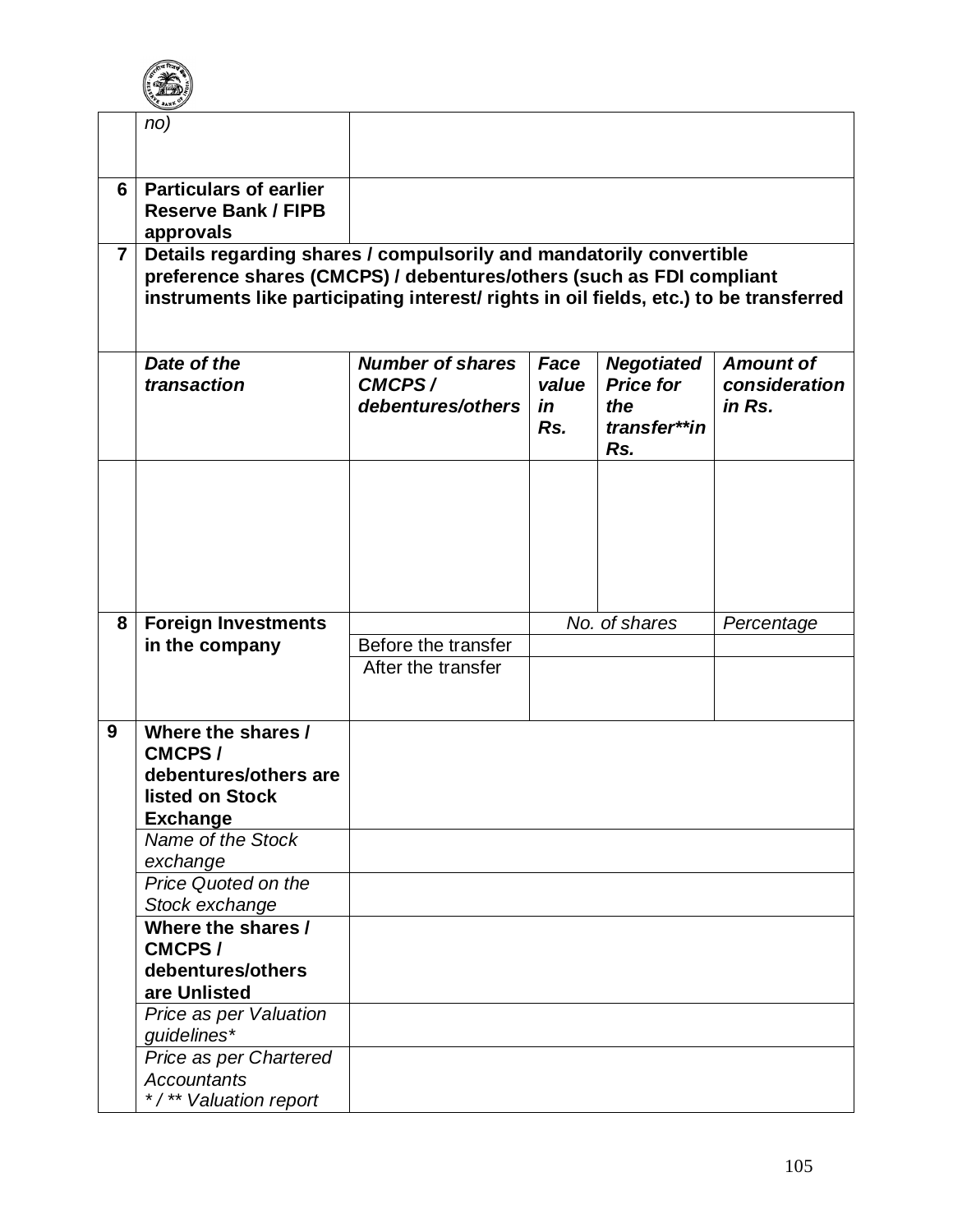| | | | | | |
|---|---|---|---|---|---|
| | *no)* | | | | |
| **6** | **Particulars of earlier Reserve Bank / FIPB approvals** | | | | |
| **7** | **Details regarding shares / compulsorily and mandatorily convertible preference shares (CMCPS) / debentures/others (such as FDI compliant instruments like participating interest/ rights in oil fields, etc.) to be transferred** | | | | |
| | ***Date of the transaction*** | ***Number of shares CMCPS / debentures/others*** | ***Face value in Rs.*** | ***Negotiated Price for the transfer**in Rs.*** | ***Amount of consideration in Rs.*** |
| | | | | | |
| **8** | **Foreign Investments in the company** | | *No. of shares* | | *Percentage* |
| | | Before the transfer | | | |
| | | After the transfer | | | |
| **9** | **Where the shares / CMCPS / debentures/others are listed on Stock Exchange** | | | | |
| | *Name of the Stock exchange* | | | | |
| | *Price Quoted on the Stock exchange* | | | | |
| | **Where the shares / CMCPS / debentures/others are Unlisted** | | | | |
| | *Price as per Valuation guidelines** | | | | |
| | *Price as per Chartered Accountants */ ** Valuation report* | | | | |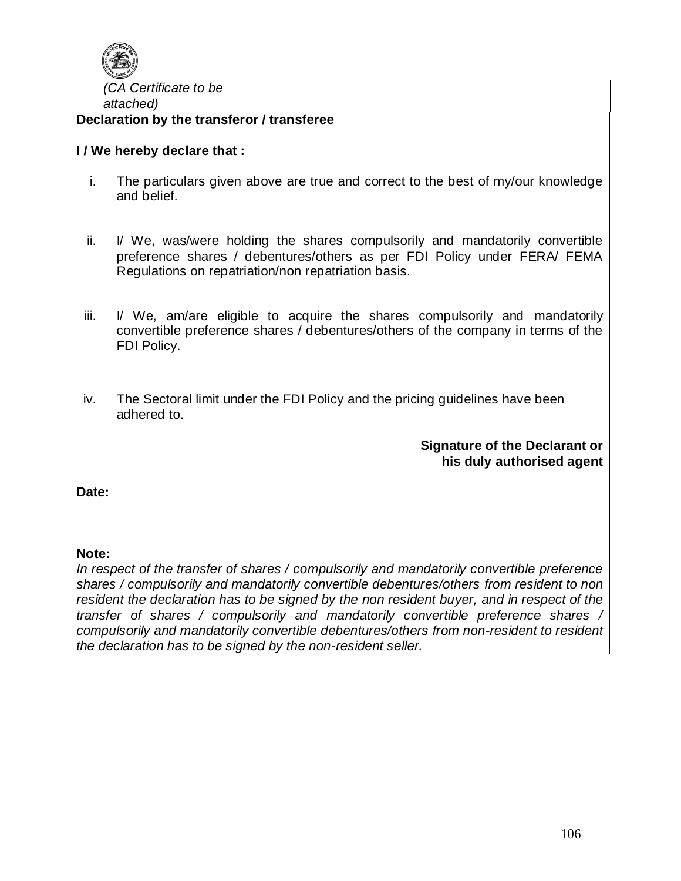| | (CA Certificate to be attached) | |
|---|---|---|

**Declaration by the transferor / transferee**

**I / We hereby declare that :**

i. The particulars given above are true and correct to the best of my/our knowledge and belief.

ii. I/ We, was/were holding the shares compulsorily and mandatorily convertible preference shares / debentures/others as per FDI Policy under FERA/ FEMA Regulations on repatriation/non repatriation basis.

iii. I/ We, am/are eligible to acquire the shares compulsorily and mandatorily convertible preference shares / debentures/others of the company in terms of the FDI Policy.

iv. The Sectoral limit under the FDI Policy and the pricing guidelines have been adhered to.

**Signature of the Declarant or his duly authorised agent**

**Date:**

**Note:**

*In respect of the transfer of shares / compulsorily and mandatorily convertible preference shares / compulsorily and mandatorily convertible debentures/others from resident to non resident the declaration has to be signed by the non resident buyer, and in respect of the transfer of shares / compulsorily and mandatorily convertible preference shares / compulsorily and mandatorily convertible debentures/others from non-resident to resident the declaration has to be signed by the non-resident seller.*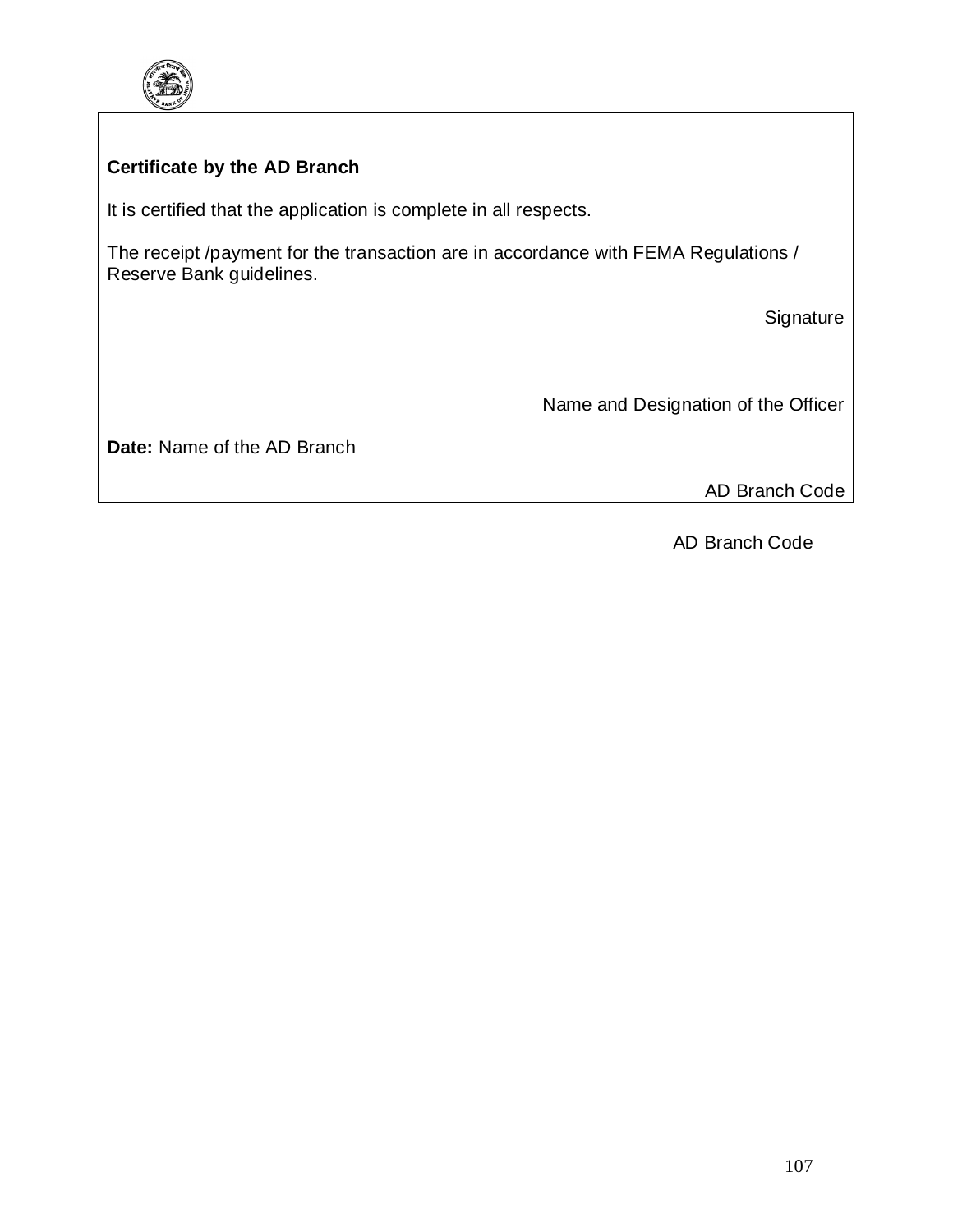**Certificate by the AD Branch**

It is certified that the application is complete in all respects.

The receipt /payment for the transaction are in accordance with FEMA Regulations / Reserve Bank guidelines.

Signature

Name and Designation of the Officer

**Date:** Name of the AD Branch

AD Branch Code

AD Branch Code